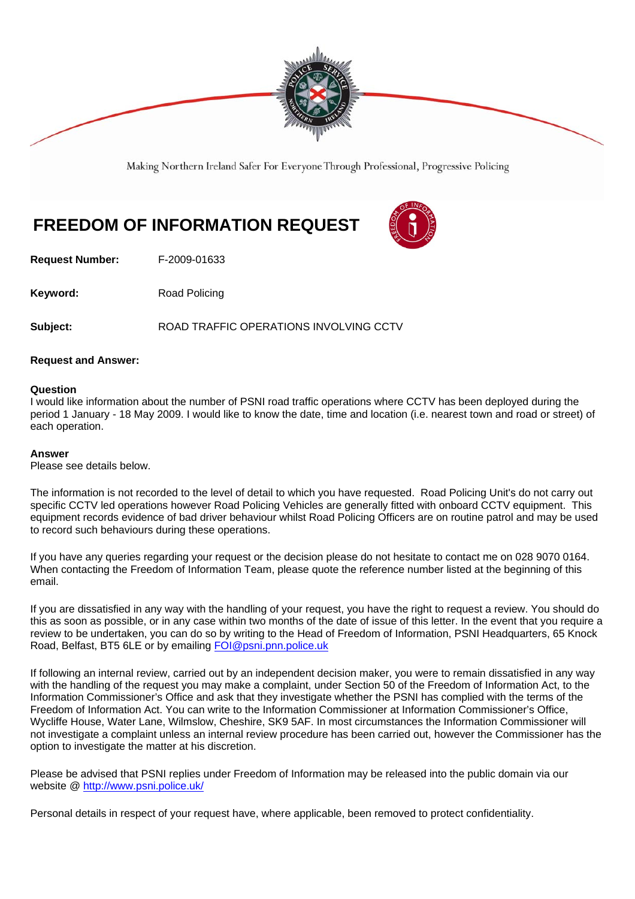Making Northern Ireland Safer For Everyone Through Professional, Progressive Policing

# FREEDOM OF INFORMATION REQUEST

**Request Number:** F-2009-01633

**Keyword:** Road Policing

**Subject:** ROAD TRAFFIC OPERATIONS INVOLVING CCTV

**Request and Answer:**

**Question**
I would like information about the number of PSNI road traffic operations where CCTV has been deployed during the period 1 January - 18 May 2009. I would like to know the date, time and location (i.e. nearest town and road or street) of each operation.

**Answer**
Please see details below.

The information is not recorded to the level of detail to which you have requested. Road Policing Unit's do not carry out specific CCTV led operations however Road Policing Vehicles are generally fitted with onboard CCTV equipment. This equipment records evidence of bad driver behaviour whilst Road Policing Officers are on routine patrol and may be used to record such behaviours during these operations.

If you have any queries regarding your request or the decision please do not hesitate to contact me on 028 9070 0164. When contacting the Freedom of Information Team, please quote the reference number listed at the beginning of this email.

If you are dissatisfied in any way with the handling of your request, you have the right to request a review. You should do this as soon as possible, or in any case within two months of the date of issue of this letter. In the event that you require a review to be undertaken, you can do so by writing to the Head of Freedom of Information, PSNI Headquarters, 65 Knock Road, Belfast, BT5 6LE or by emailing FOI@psni.pnn.police.uk

If following an internal review, carried out by an independent decision maker, you were to remain dissatisfied in any way with the handling of the request you may make a complaint, under Section 50 of the Freedom of Information Act, to the Information Commissioner's Office and ask that they investigate whether the PSNI has complied with the terms of the Freedom of Information Act. You can write to the Information Commissioner at Information Commissioner's Office, Wycliffe House, Water Lane, Wilmslow, Cheshire, SK9 5AF. In most circumstances the Information Commissioner will not investigate a complaint unless an internal review procedure has been carried out, however the Commissioner has the option to investigate the matter at his discretion.

Please be advised that PSNI replies under Freedom of Information may be released into the public domain via our website @ http://www.psni.police.uk/

Personal details in respect of your request have, where applicable, been removed to protect confidentiality.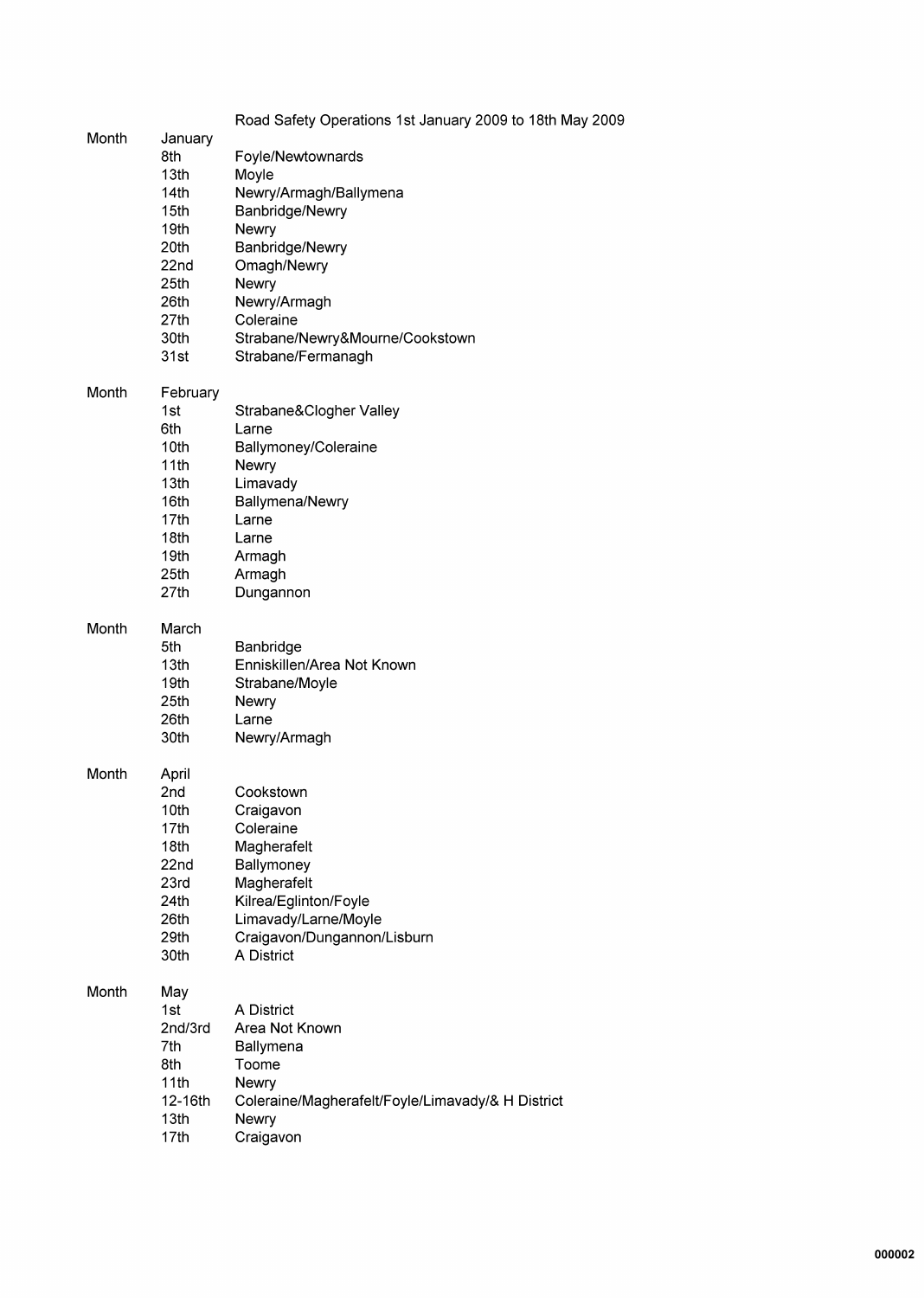Road Safety Operations 1st January 2009 to 18th May 2009

| | | |
|---|---|---|
| Month | January | |
| | 8th | Foyle/Newtownards |
| | 13th | Moyle |
| | 14th | Newry/Armagh/Ballymena |
| | 15th | Banbridge/Newry |
| | 19th | Newry |
| | 20th | Banbridge/Newry |
| | 22nd | Omagh/Newry |
| | 25th | Newry |
| | 26th | Newry/Armagh |
| | 27th | Coleraine |
| | 30th | Strabane/Newry&Mourne/Cookstown |
| | 31st | Strabane/Fermanagh |
| Month | February | |
| | 1st | Strabane&Clogher Valley |
| | 6th | Larne |
| | 10th | Ballymoney/Coleraine |
| | 11th | Newry |
| | 13th | Limavady |
| | 16th | Ballymena/Newry |
| | 17th | Larne |
| | 18th | Larne |
| | 19th | Armagh |
| | 25th | Armagh |
| | 27th | Dungannon |
| Month | March | |
| | 5th | Banbridge |
| | 13th | Enniskillen/Area Not Known |
| | 19th | Strabane/Moyle |
| | 25th | Newry |
| | 26th | Larne |
| | 30th | Newry/Armagh |
| Month | April | |
| | 2nd | Cookstown |
| | 10th | Craigavon |
| | 17th | Coleraine |
| | 18th | Magherafelt |
| | 22nd | Ballymoney |
| | 23rd | Magherafelt |
| | 24th | Kilrea/Eglinton/Foyle |
| | 26th | Limavady/Larne/Moyle |
| | 29th | Craigavon/Dungannon/Lisburn |
| | 30th | A District |
| Month | May | |
| | 1st | A District |
| | 2nd/3rd | Area Not Known |
| | 7th | Ballymena |
| | 8th | Toome |
| | 11th | Newry |
| | 12-16th | Coleraine/Magherafelt/Foyle/Limavady/& H District |
| | 13th | Newry |
| | 17th | Craigavon |